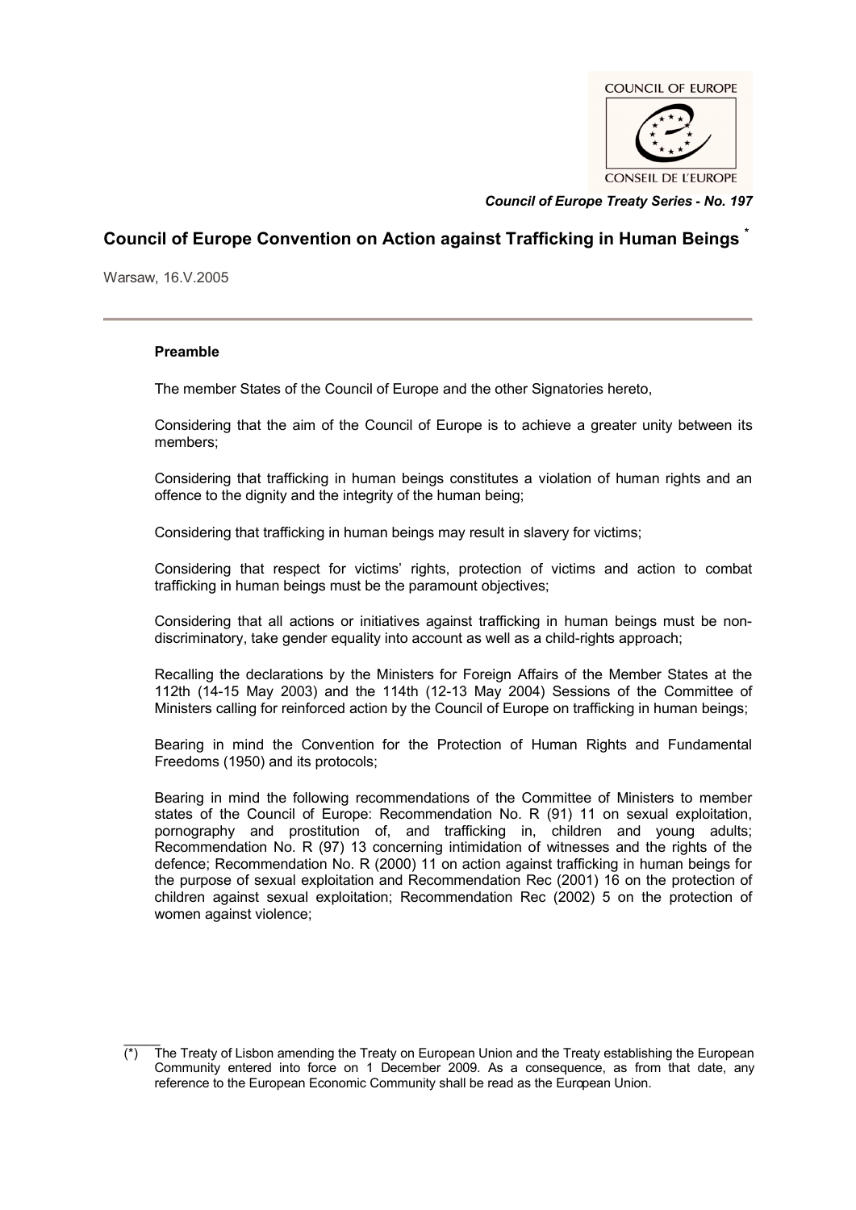COUNCIL OF EUROPE

CONSEIL DE L'EUROPE

*Council of Europe Treaty Series - No. 197*

# Council of Europe Convention on Action against Trafficking in Human Beings [*]

Warsaw, 16.V.2005

## Preamble

The member States of the Council of Europe and the other Signatories hereto,

Considering that the aim of the Council of Europe is to achieve a greater unity between its members;

Considering that trafficking in human beings constitutes a violation of human rights and an offence to the dignity and the integrity of the human being;

Considering that trafficking in human beings may result in slavery for victims;

Considering that respect for victims' rights, protection of victims and action to combat trafficking in human beings must be the paramount objectives;

Considering that all actions or initiatives against trafficking in human beings must be non-discriminatory, take gender equality into account as well as a child-rights approach;

Recalling the declarations by the Ministers for Foreign Affairs of the Member States at the 112th (14-15 May 2003) and the 114th (12-13 May 2004) Sessions of the Committee of Ministers calling for reinforced action by the Council of Europe on trafficking in human beings;

Bearing in mind the Convention for the Protection of Human Rights and Fundamental Freedoms (1950) and its protocols;

Bearing in mind the following recommendations of the Committee of Ministers to member states of the Council of Europe: Recommendation No. R (91) 11 on sexual exploitation, pornography and prostitution of, and trafficking in, children and young adults; Recommendation No. R (97) 13 concerning intimidation of witnesses and the rights of the defence; Recommendation No. R (2000) 11 on action against trafficking in human beings for the purpose of sexual exploitation and Recommendation Rec (2001) 16 on the protection of children against sexual exploitation; Recommendation Rec (2002) 5 on the protection of women against violence;

(*) The Treaty of Lisbon amending the Treaty on European Union and the Treaty establishing the European Community entered into force on 1 December 2009. As a consequence, as from that date, any reference to the European Economic Community shall be read as the European Union.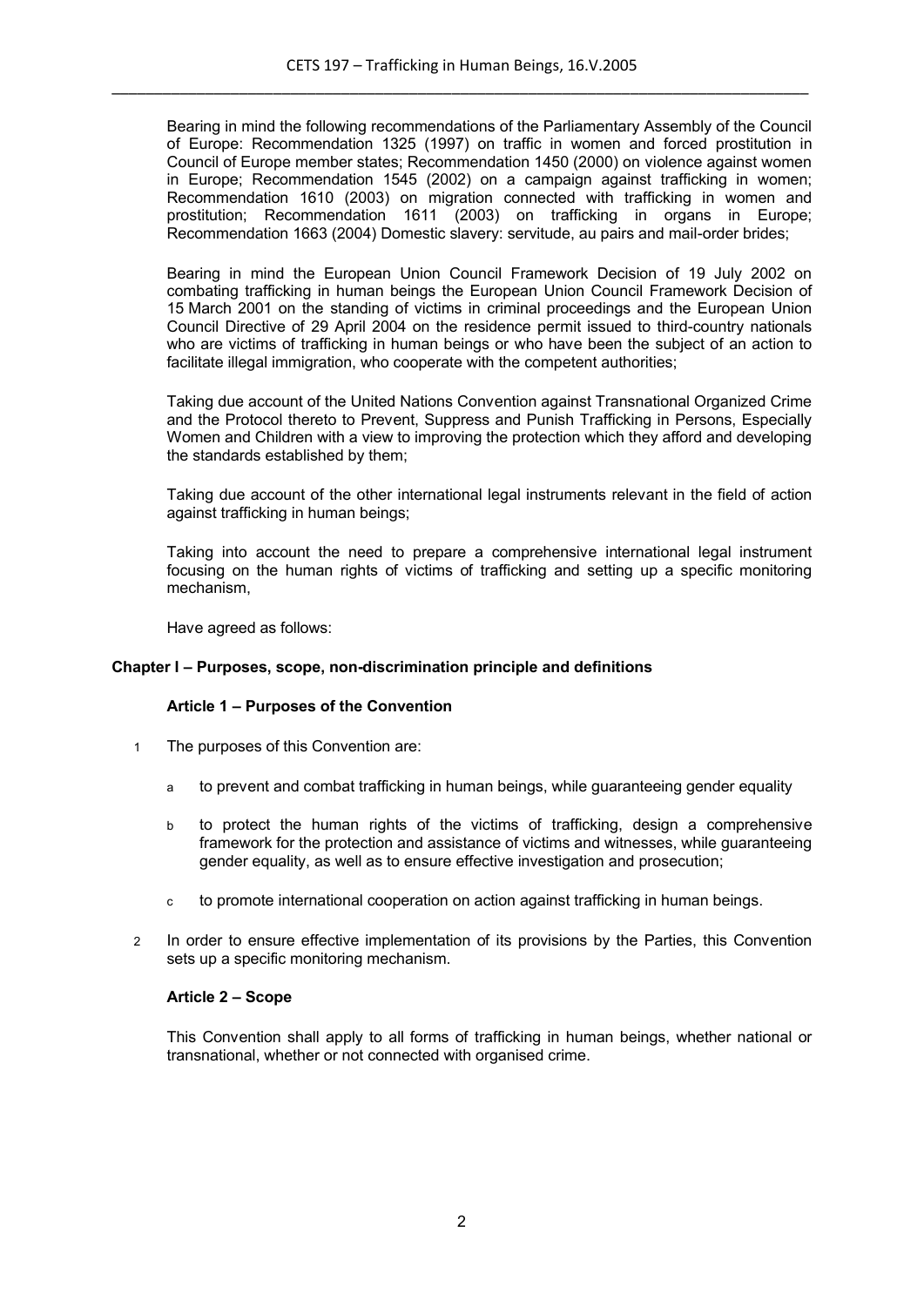Bearing in mind the following recommendations of the Parliamentary Assembly of the Council of Europe: Recommendation 1325 (1997) on traffic in women and forced prostitution in Council of Europe member states; Recommendation 1450 (2000) on violence against women in Europe; Recommendation 1545 (2002) on a campaign against trafficking in women; Recommendation 1610 (2003) on migration connected with trafficking in women and prostitution; Recommendation 1611 (2003) on trafficking in organs in Europe; Recommendation 1663 (2004) Domestic slavery: servitude, au pairs and mail-order brides;

Bearing in mind the European Union Council Framework Decision of 19 July 2002 on combating trafficking in human beings the European Union Council Framework Decision of 15 March 2001 on the standing of victims in criminal proceedings and the European Union Council Directive of 29 April 2004 on the residence permit issued to third-country nationals who are victims of trafficking in human beings or who have been the subject of an action to facilitate illegal immigration, who cooperate with the competent authorities;

Taking due account of the United Nations Convention against Transnational Organized Crime and the Protocol thereto to Prevent, Suppress and Punish Trafficking in Persons, Especially Women and Children with a view to improving the protection which they afford and developing the standards established by them;

Taking due account of the other international legal instruments relevant in the field of action against trafficking in human beings;

Taking into account the need to prepare a comprehensive international legal instrument focusing on the human rights of victims of trafficking and setting up a specific monitoring mechanism,

Have agreed as follows:

## Chapter I – Purposes, scope, non-discrimination principle and definitions

### Article 1 – Purposes of the Convention

1 The purposes of this Convention are:

   a to prevent and combat trafficking in human beings, while guaranteeing gender equality

   b to protect the human rights of the victims of trafficking, design a comprehensive framework for the protection and assistance of victims and witnesses, while guaranteeing gender equality, as well as to ensure effective investigation and prosecution;

   c to promote international cooperation on action against trafficking in human beings.

2 In order to ensure effective implementation of its provisions by the Parties, this Convention sets up a specific monitoring mechanism.

### Article 2 – Scope

This Convention shall apply to all forms of trafficking in human beings, whether national or transnational, whether or not connected with organised crime.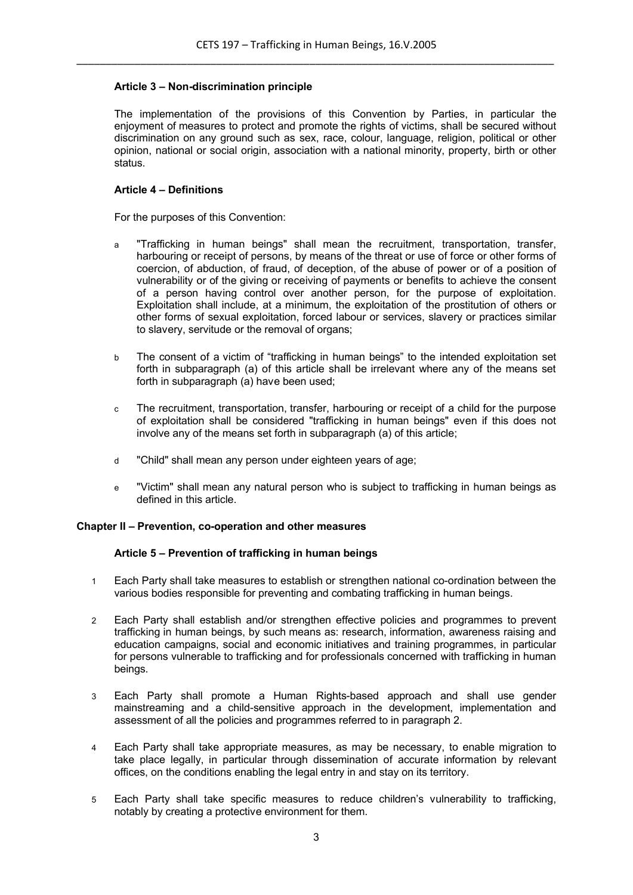#### Article 3 – Non-discrimination principle

The implementation of the provisions of this Convention by Parties, in particular the enjoyment of measures to protect and promote the rights of victims, shall be secured without discrimination on any ground such as sex, race, colour, language, religion, political or other opinion, national or social origin, association with a national minority, property, birth or other status.

#### Article 4 – Definitions

For the purposes of this Convention:

a "Trafficking in human beings" shall mean the recruitment, transportation, transfer, harbouring or receipt of persons, by means of the threat or use of force or other forms of coercion, of abduction, of fraud, of deception, of the abuse of power or of a position of vulnerability or of the giving or receiving of payments or benefits to achieve the consent of a person having control over another person, for the purpose of exploitation. Exploitation shall include, at a minimum, the exploitation of the prostitution of others or other forms of sexual exploitation, forced labour or services, slavery or practices similar to slavery, servitude or the removal of organs;

b The consent of a victim of "trafficking in human beings" to the intended exploitation set forth in subparagraph (a) of this article shall be irrelevant where any of the means set forth in subparagraph (a) have been used;

c The recruitment, transportation, transfer, harbouring or receipt of a child for the purpose of exploitation shall be considered "trafficking in human beings" even if this does not involve any of the means set forth in subparagraph (a) of this article;

d "Child" shall mean any person under eighteen years of age;

e "Victim" shall mean any natural person who is subject to trafficking in human beings as defined in this article.

### Chapter II – Prevention, co-operation and other measures

#### Article 5 – Prevention of trafficking in human beings

1 Each Party shall take measures to establish or strengthen national co-ordination between the various bodies responsible for preventing and combating trafficking in human beings.

2 Each Party shall establish and/or strengthen effective policies and programmes to prevent trafficking in human beings, by such means as: research, information, awareness raising and education campaigns, social and economic initiatives and training programmes, in particular for persons vulnerable to trafficking and for professionals concerned with trafficking in human beings.

3 Each Party shall promote a Human Rights-based approach and shall use gender mainstreaming and a child-sensitive approach in the development, implementation and assessment of all the policies and programmes referred to in paragraph 2.

4 Each Party shall take appropriate measures, as may be necessary, to enable migration to take place legally, in particular through dissemination of accurate information by relevant offices, on the conditions enabling the legal entry in and stay on its territory.

5 Each Party shall take specific measures to reduce children's vulnerability to trafficking, notably by creating a protective environment for them.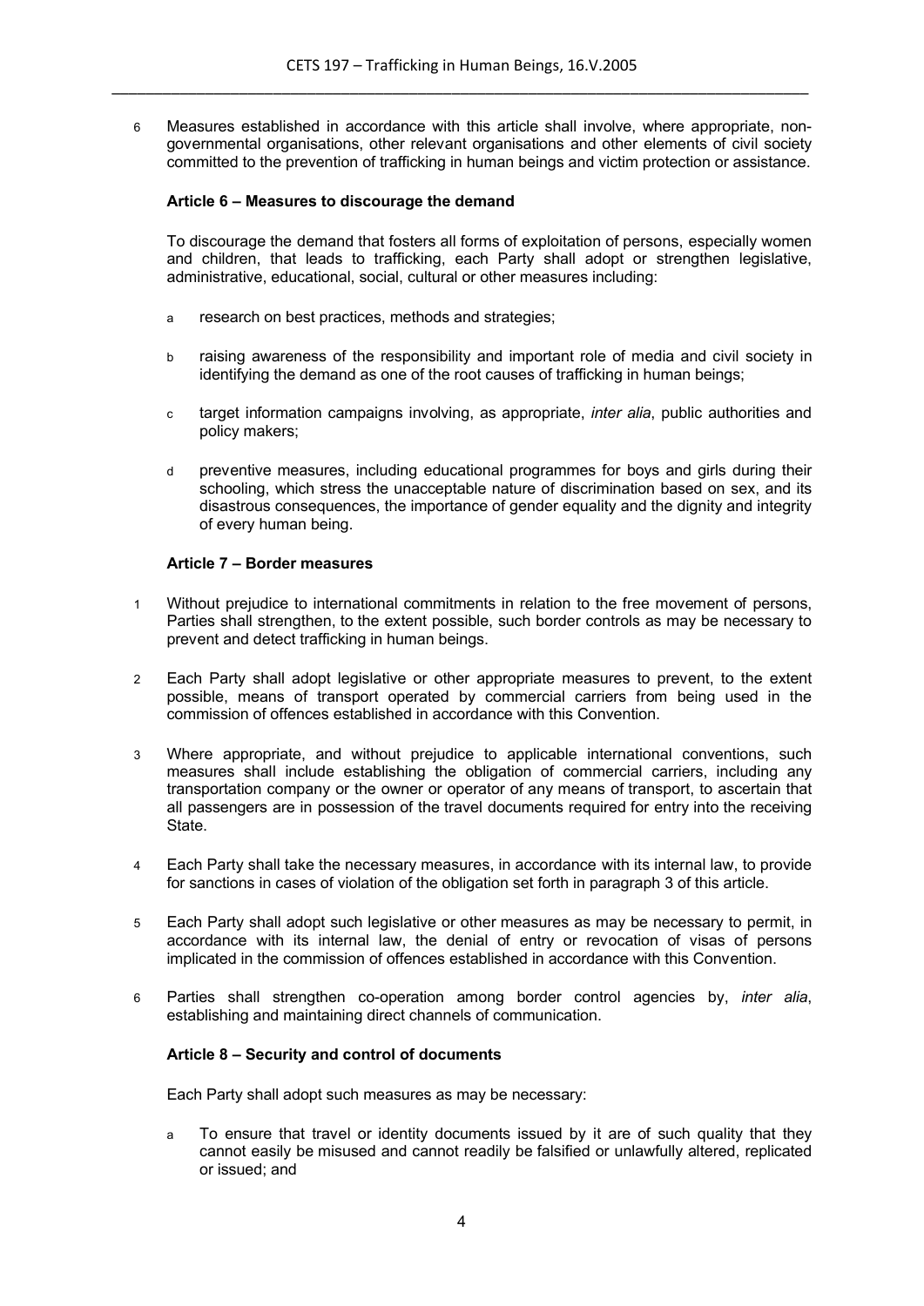6 Measures established in accordance with this article shall involve, where appropriate, non-governmental organisations, other relevant organisations and other elements of civil society committed to the prevention of trafficking in human beings and victim protection or assistance.

### Article 6 – Measures to discourage the demand

To discourage the demand that fosters all forms of exploitation of persons, especially women and children, that leads to trafficking, each Party shall adopt or strengthen legislative, administrative, educational, social, cultural or other measures including:

a research on best practices, methods and strategies;

b raising awareness of the responsibility and important role of media and civil society in identifying the demand as one of the root causes of trafficking in human beings;

c target information campaigns involving, as appropriate, *inter alia*, public authorities and policy makers;

d preventive measures, including educational programmes for boys and girls during their schooling, which stress the unacceptable nature of discrimination based on sex, and its disastrous consequences, the importance of gender equality and the dignity and integrity of every human being.

### Article 7 – Border measures

1 Without prejudice to international commitments in relation to the free movement of persons, Parties shall strengthen, to the extent possible, such border controls as may be necessary to prevent and detect trafficking in human beings.

2 Each Party shall adopt legislative or other appropriate measures to prevent, to the extent possible, means of transport operated by commercial carriers from being used in the commission of offences established in accordance with this Convention.

3 Where appropriate, and without prejudice to applicable international conventions, such measures shall include establishing the obligation of commercial carriers, including any transportation company or the owner or operator of any means of transport, to ascertain that all passengers are in possession of the travel documents required for entry into the receiving State.

4 Each Party shall take the necessary measures, in accordance with its internal law, to provide for sanctions in cases of violation of the obligation set forth in paragraph 3 of this article.

5 Each Party shall adopt such legislative or other measures as may be necessary to permit, in accordance with its internal law, the denial of entry or revocation of visas of persons implicated in the commission of offences established in accordance with this Convention.

6 Parties shall strengthen co-operation among border control agencies by, *inter alia*, establishing and maintaining direct channels of communication.

### Article 8 – Security and control of documents

Each Party shall adopt such measures as may be necessary:

a To ensure that travel or identity documents issued by it are of such quality that they cannot easily be misused and cannot readily be falsified or unlawfully altered, replicated or issued; and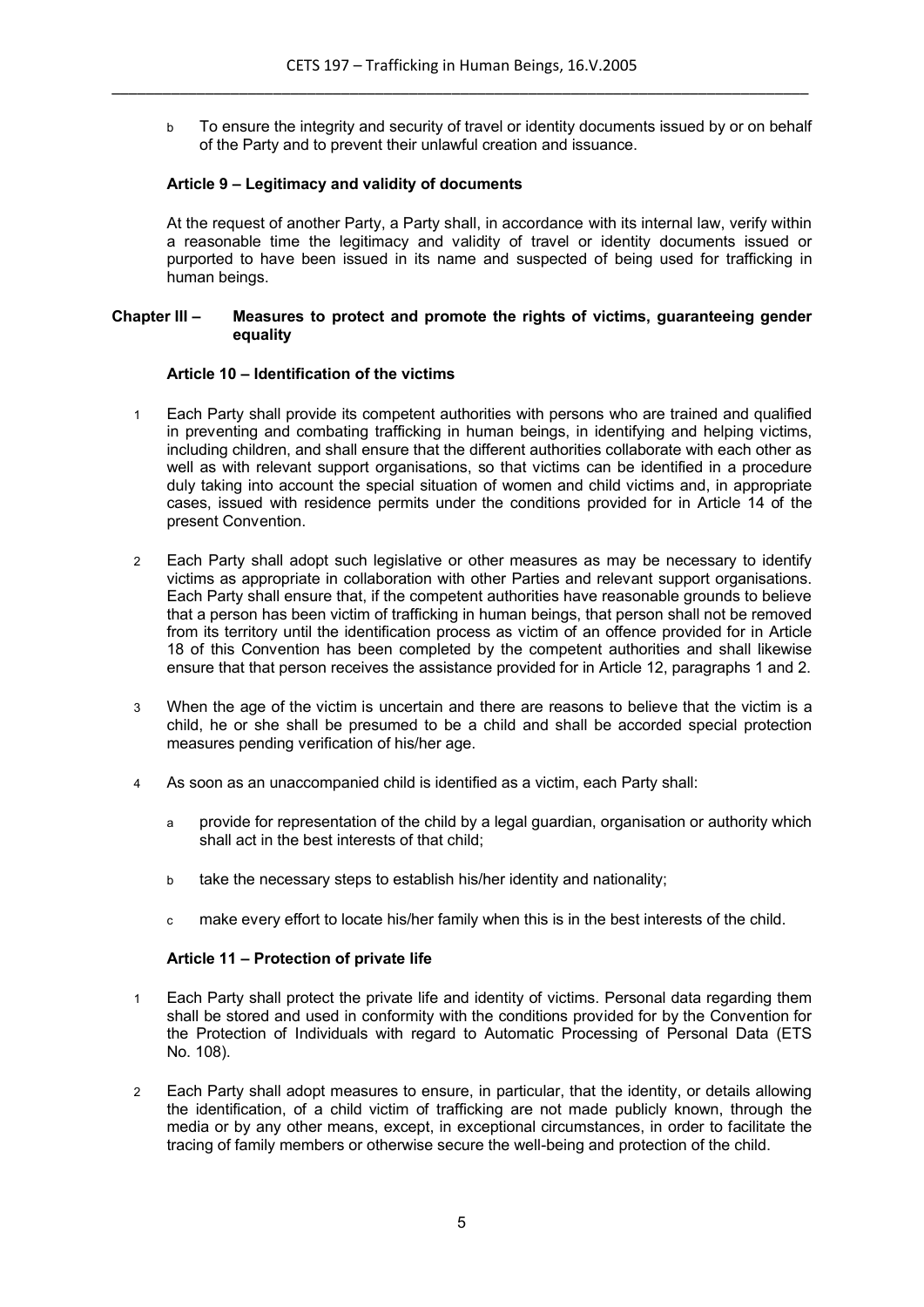b To ensure the integrity and security of travel or identity documents issued by or on behalf of the Party and to prevent their unlawful creation and issuance.

### Article 9 – Legitimacy and validity of documents

At the request of another Party, a Party shall, in accordance with its internal law, verify within a reasonable time the legitimacy and validity of travel or identity documents issued or purported to have been issued in its name and suspected of being used for trafficking in human beings.

## Chapter III – Measures to protect and promote the rights of victims, guaranteeing gender equality

### Article 10 – Identification of the victims

1 Each Party shall provide its competent authorities with persons who are trained and qualified in preventing and combating trafficking in human beings, in identifying and helping victims, including children, and shall ensure that the different authorities collaborate with each other as well as with relevant support organisations, so that victims can be identified in a procedure duly taking into account the special situation of women and child victims and, in appropriate cases, issued with residence permits under the conditions provided for in Article 14 of the present Convention.

2 Each Party shall adopt such legislative or other measures as may be necessary to identify victims as appropriate in collaboration with other Parties and relevant support organisations. Each Party shall ensure that, if the competent authorities have reasonable grounds to believe that a person has been victim of trafficking in human beings, that person shall not be removed from its territory until the identification process as victim of an offence provided for in Article 18 of this Convention has been completed by the competent authorities and shall likewise ensure that that person receives the assistance provided for in Article 12, paragraphs 1 and 2.

3 When the age of the victim is uncertain and there are reasons to believe that the victim is a child, he or she shall be presumed to be a child and shall be accorded special protection measures pending verification of his/her age.

4 As soon as an unaccompanied child is identified as a victim, each Party shall:

a provide for representation of the child by a legal guardian, organisation or authority which shall act in the best interests of that child;

b take the necessary steps to establish his/her identity and nationality;

c make every effort to locate his/her family when this is in the best interests of the child.

### Article 11 – Protection of private life

1 Each Party shall protect the private life and identity of victims. Personal data regarding them shall be stored and used in conformity with the conditions provided for by the Convention for the Protection of Individuals with regard to Automatic Processing of Personal Data (ETS No. 108).

2 Each Party shall adopt measures to ensure, in particular, that the identity, or details allowing the identification, of a child victim of trafficking are not made publicly known, through the media or by any other means, except, in exceptional circumstances, in order to facilitate the tracing of family members or otherwise secure the well-being and protection of the child.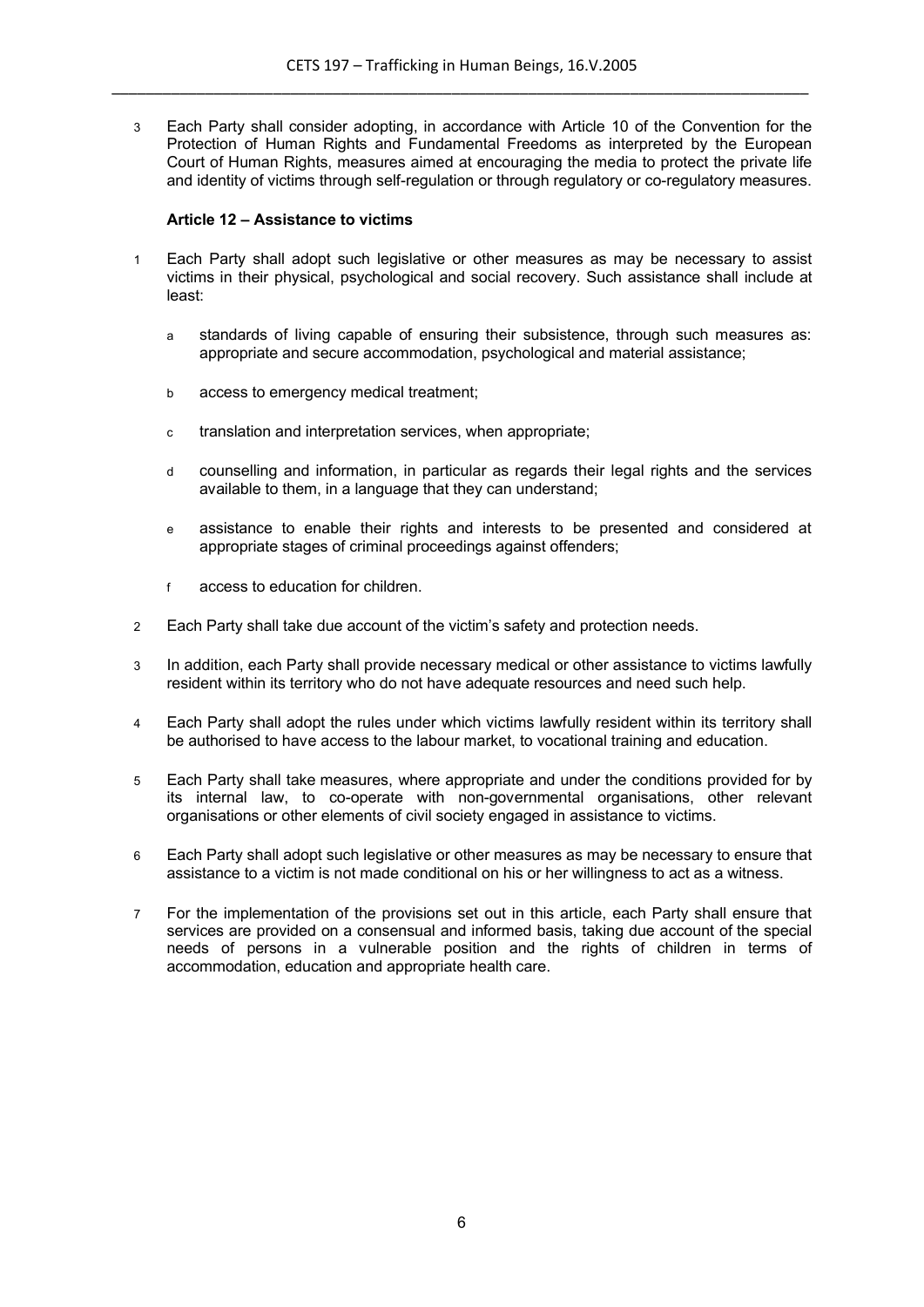3 Each Party shall consider adopting, in accordance with Article 10 of the Convention for the Protection of Human Rights and Fundamental Freedoms as interpreted by the European Court of Human Rights, measures aimed at encouraging the media to protect the private life and identity of victims through self-regulation or through regulatory or co-regulatory measures.

### Article 12 – Assistance to victims

1 Each Party shall adopt such legislative or other measures as may be necessary to assist victims in their physical, psychological and social recovery. Such assistance shall include at least:

   a standards of living capable of ensuring their subsistence, through such measures as: appropriate and secure accommodation, psychological and material assistance;

   b access to emergency medical treatment;

   c translation and interpretation services, when appropriate;

   d counselling and information, in particular as regards their legal rights and the services available to them, in a language that they can understand;

   e assistance to enable their rights and interests to be presented and considered at appropriate stages of criminal proceedings against offenders;

   f access to education for children.

2 Each Party shall take due account of the victim's safety and protection needs.

3 In addition, each Party shall provide necessary medical or other assistance to victims lawfully resident within its territory who do not have adequate resources and need such help.

4 Each Party shall adopt the rules under which victims lawfully resident within its territory shall be authorised to have access to the labour market, to vocational training and education.

5 Each Party shall take measures, where appropriate and under the conditions provided for by its internal law, to co-operate with non-governmental organisations, other relevant organisations or other elements of civil society engaged in assistance to victims.

6 Each Party shall adopt such legislative or other measures as may be necessary to ensure that assistance to a victim is not made conditional on his or her willingness to act as a witness.

7 For the implementation of the provisions set out in this article, each Party shall ensure that services are provided on a consensual and informed basis, taking due account of the special needs of persons in a vulnerable position and the rights of children in terms of accommodation, education and appropriate health care.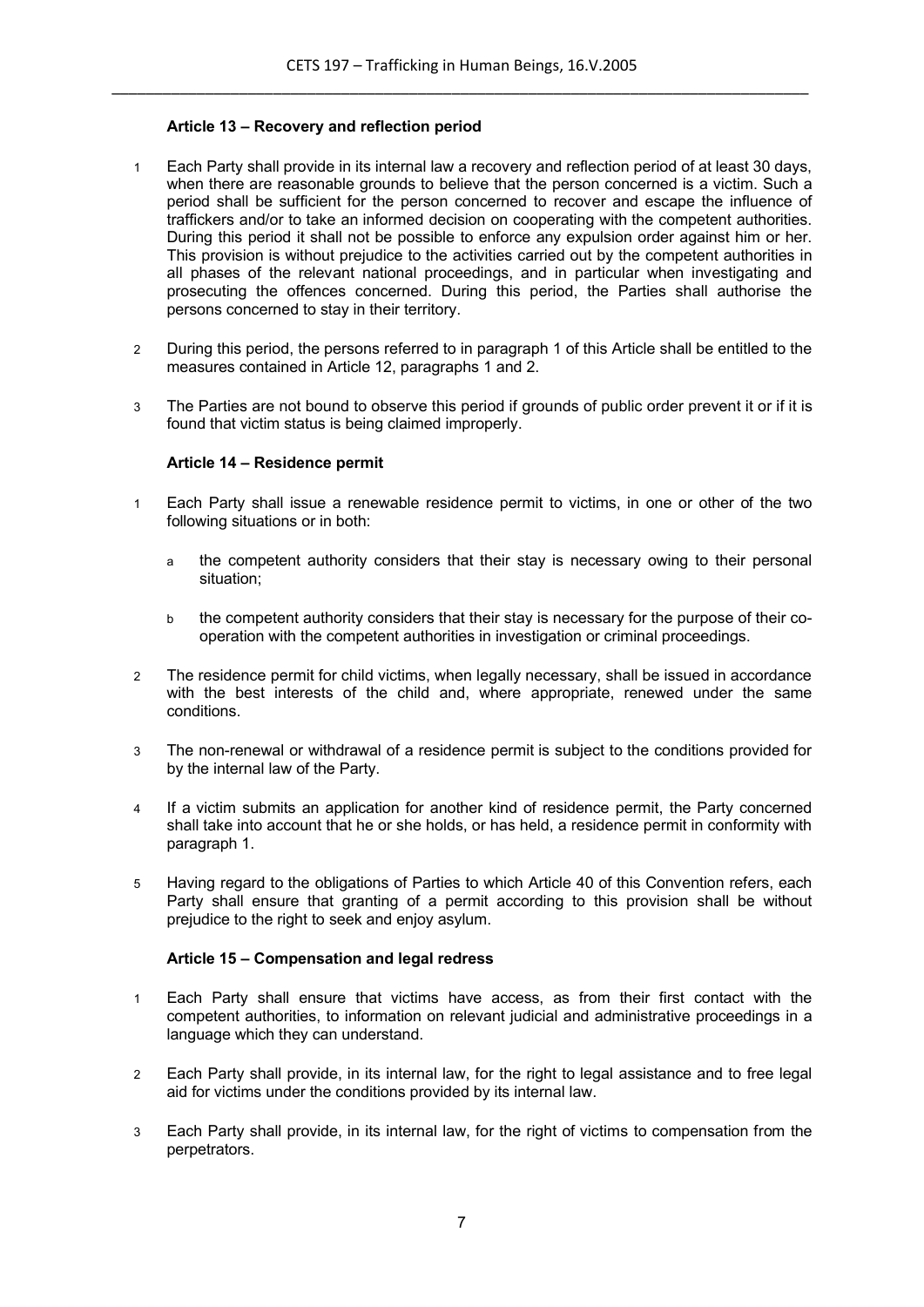### Article 13 – Recovery and reflection period

1. Each Party shall provide in its internal law a recovery and reflection period of at least 30 days, when there are reasonable grounds to believe that the person concerned is a victim. Such a period shall be sufficient for the person concerned to recover and escape the influence of traffickers and/or to take an informed decision on cooperating with the competent authorities. During this period it shall not be possible to enforce any expulsion order against him or her. This provision is without prejudice to the activities carried out by the competent authorities in all phases of the relevant national proceedings, and in particular when investigating and prosecuting the offences concerned. During this period, the Parties shall authorise the persons concerned to stay in their territory.

2. During this period, the persons referred to in paragraph 1 of this Article shall be entitled to the measures contained in Article 12, paragraphs 1 and 2.

3. The Parties are not bound to observe this period if grounds of public order prevent it or if it is found that victim status is being claimed improperly.

### Article 14 – Residence permit

1. Each Party shall issue a renewable residence permit to victims, in one or other of the two following situations or in both:

   a. the competent authority considers that their stay is necessary owing to their personal situation;

   b. the competent authority considers that their stay is necessary for the purpose of their co-operation with the competent authorities in investigation or criminal proceedings.

2. The residence permit for child victims, when legally necessary, shall be issued in accordance with the best interests of the child and, where appropriate, renewed under the same conditions.

3. The non-renewal or withdrawal of a residence permit is subject to the conditions provided for by the internal law of the Party.

4. If a victim submits an application for another kind of residence permit, the Party concerned shall take into account that he or she holds, or has held, a residence permit in conformity with paragraph 1.

5. Having regard to the obligations of Parties to which Article 40 of this Convention refers, each Party shall ensure that granting of a permit according to this provision shall be without prejudice to the right to seek and enjoy asylum.

### Article 15 – Compensation and legal redress

1. Each Party shall ensure that victims have access, as from their first contact with the competent authorities, to information on relevant judicial and administrative proceedings in a language which they can understand.

2. Each Party shall provide, in its internal law, for the right to legal assistance and to free legal aid for victims under the conditions provided by its internal law.

3. Each Party shall provide, in its internal law, for the right of victims to compensation from the perpetrators.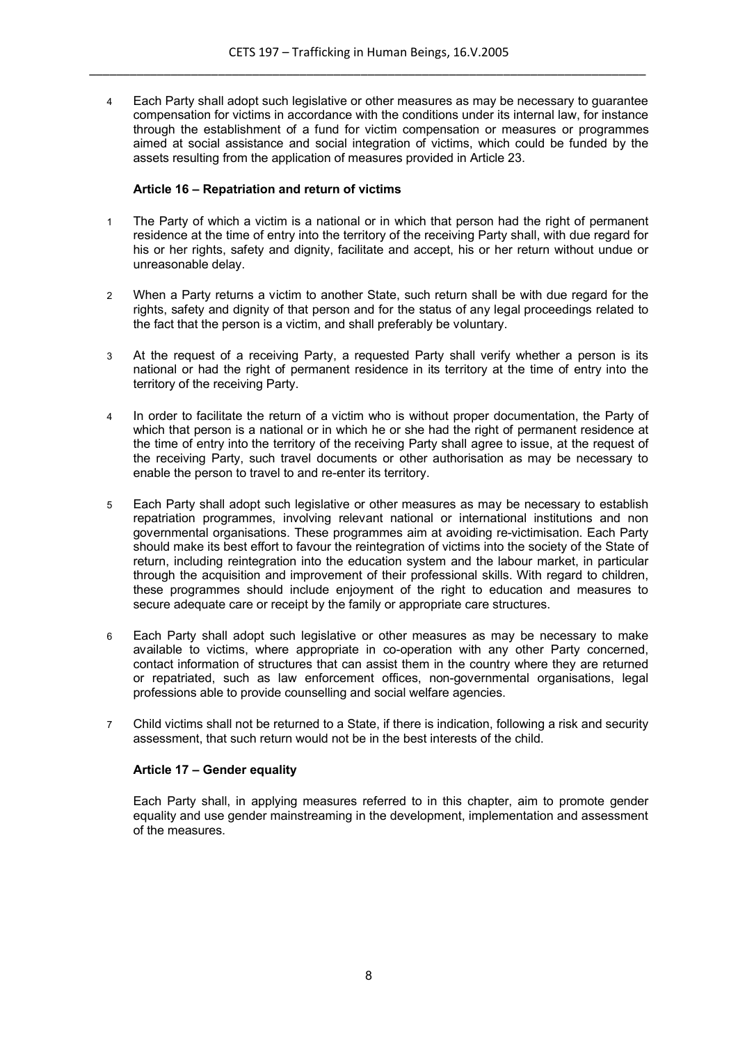4 Each Party shall adopt such legislative or other measures as may be necessary to guarantee compensation for victims in accordance with the conditions under its internal law, for instance through the establishment of a fund for victim compensation or measures or programmes aimed at social assistance and social integration of victims, which could be funded by the assets resulting from the application of measures provided in Article 23.

**Article 16 – Repatriation and return of victims**

1 The Party of which a victim is a national or in which that person had the right of permanent residence at the time of entry into the territory of the receiving Party shall, with due regard for his or her rights, safety and dignity, facilitate and accept, his or her return without undue or unreasonable delay.

2 When a Party returns a victim to another State, such return shall be with due regard for the rights, safety and dignity of that person and for the status of any legal proceedings related to the fact that the person is a victim, and shall preferably be voluntary.

3 At the request of a receiving Party, a requested Party shall verify whether a person is its national or had the right of permanent residence in its territory at the time of entry into the territory of the receiving Party.

4 In order to facilitate the return of a victim who is without proper documentation, the Party of which that person is a national or in which he or she had the right of permanent residence at the time of entry into the territory of the receiving Party shall agree to issue, at the request of the receiving Party, such travel documents or other authorisation as may be necessary to enable the person to travel to and re-enter its territory.

5 Each Party shall adopt such legislative or other measures as may be necessary to establish repatriation programmes, involving relevant national or international institutions and non governmental organisations. These programmes aim at avoiding re-victimisation. Each Party should make its best effort to favour the reintegration of victims into the society of the State of return, including reintegration into the education system and the labour market, in particular through the acquisition and improvement of their professional skills. With regard to children, these programmes should include enjoyment of the right to education and measures to secure adequate care or receipt by the family or appropriate care structures.

6 Each Party shall adopt such legislative or other measures as may be necessary to make available to victims, where appropriate in co-operation with any other Party concerned, contact information of structures that can assist them in the country where they are returned or repatriated, such as law enforcement offices, non-governmental organisations, legal professions able to provide counselling and social welfare agencies.

7 Child victims shall not be returned to a State, if there is indication, following a risk and security assessment, that such return would not be in the best interests of the child.

**Article 17 – Gender equality**

Each Party shall, in applying measures referred to in this chapter, aim to promote gender equality and use gender mainstreaming in the development, implementation and assessment of the measures.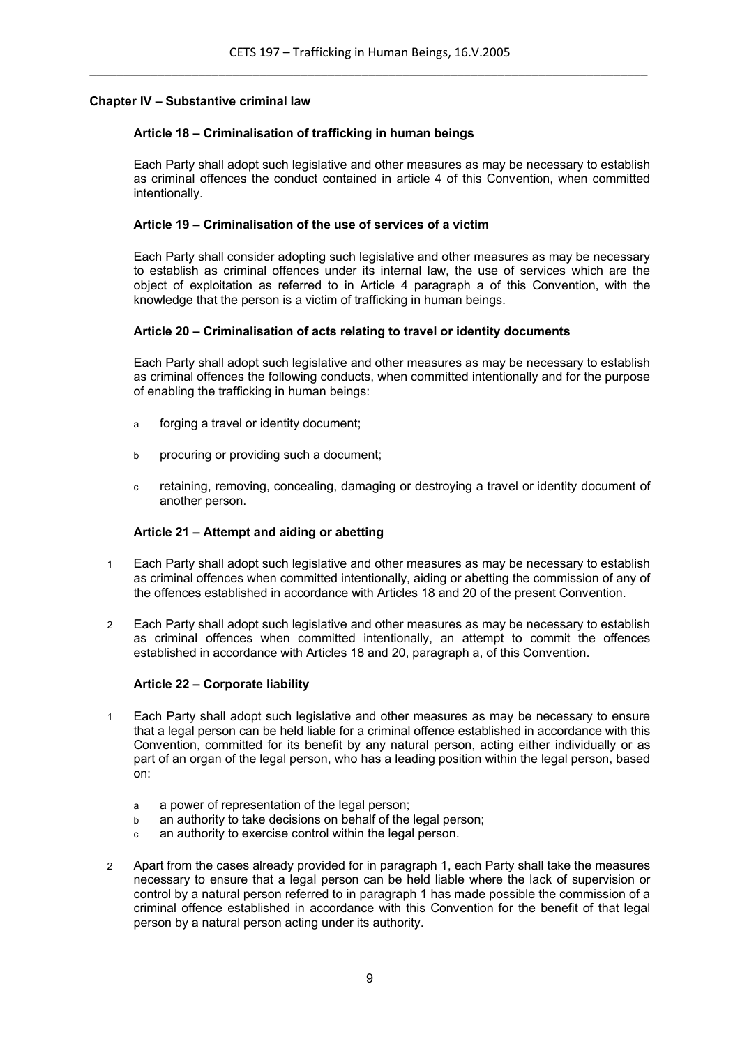## Chapter IV – Substantive criminal law

### Article 18 – Criminalisation of trafficking in human beings

Each Party shall adopt such legislative and other measures as may be necessary to establish as criminal offences the conduct contained in article 4 of this Convention, when committed intentionally.

### Article 19 – Criminalisation of the use of services of a victim

Each Party shall consider adopting such legislative and other measures as may be necessary to establish as criminal offences under its internal law, the use of services which are the object of exploitation as referred to in Article 4 paragraph a of this Convention, with the knowledge that the person is a victim of trafficking in human beings.

### Article 20 – Criminalisation of acts relating to travel or identity documents

Each Party shall adopt such legislative and other measures as may be necessary to establish as criminal offences the following conducts, when committed intentionally and for the purpose of enabling the trafficking in human beings:

a forging a travel or identity document;

b procuring or providing such a document;

c retaining, removing, concealing, damaging or destroying a travel or identity document of another person.

### Article 21 – Attempt and aiding or abetting

1 Each Party shall adopt such legislative and other measures as may be necessary to establish as criminal offences when committed intentionally, aiding or abetting the commission of any of the offences established in accordance with Articles 18 and 20 of the present Convention.

2 Each Party shall adopt such legislative and other measures as may be necessary to establish as criminal offences when committed intentionally, an attempt to commit the offences established in accordance with Articles 18 and 20, paragraph a, of this Convention.

### Article 22 – Corporate liability

1 Each Party shall adopt such legislative and other measures as may be necessary to ensure that a legal person can be held liable for a criminal offence established in accordance with this Convention, committed for its benefit by any natural person, acting either individually or as part of an organ of the legal person, who has a leading position within the legal person, based on:

a a power of representation of the legal person;
b an authority to take decisions on behalf of the legal person;
c an authority to exercise control within the legal person.

2 Apart from the cases already provided for in paragraph 1, each Party shall take the measures necessary to ensure that a legal person can be held liable where the lack of supervision or control by a natural person referred to in paragraph 1 has made possible the commission of a criminal offence established in accordance with this Convention for the benefit of that legal person by a natural person acting under its authority.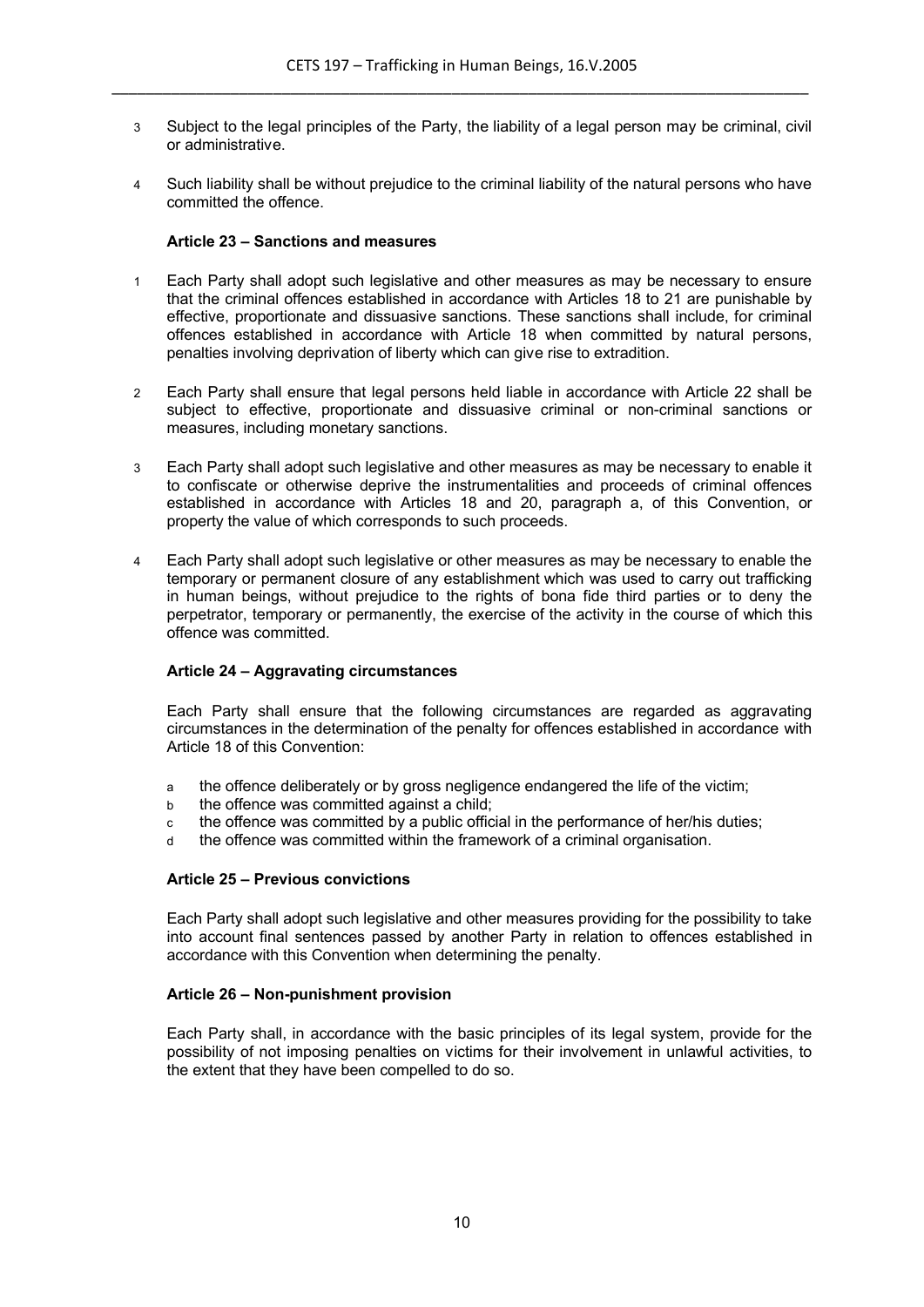3 Subject to the legal principles of the Party, the liability of a legal person may be criminal, civil or administrative.

4 Such liability shall be without prejudice to the criminal liability of the natural persons who have committed the offence.

**Article 23 – Sanctions and measures**

1 Each Party shall adopt such legislative and other measures as may be necessary to ensure that the criminal offences established in accordance with Articles 18 to 21 are punishable by effective, proportionate and dissuasive sanctions. These sanctions shall include, for criminal offences established in accordance with Article 18 when committed by natural persons, penalties involving deprivation of liberty which can give rise to extradition.

2 Each Party shall ensure that legal persons held liable in accordance with Article 22 shall be subject to effective, proportionate and dissuasive criminal or non-criminal sanctions or measures, including monetary sanctions.

3 Each Party shall adopt such legislative and other measures as may be necessary to enable it to confiscate or otherwise deprive the instrumentalities and proceeds of criminal offences established in accordance with Articles 18 and 20, paragraph a, of this Convention, or property the value of which corresponds to such proceeds.

4 Each Party shall adopt such legislative or other measures as may be necessary to enable the temporary or permanent closure of any establishment which was used to carry out trafficking in human beings, without prejudice to the rights of bona fide third parties or to deny the perpetrator, temporary or permanently, the exercise of the activity in the course of which this offence was committed.

**Article 24 – Aggravating circumstances**

Each Party shall ensure that the following circumstances are regarded as aggravating circumstances in the determination of the penalty for offences established in accordance with Article 18 of this Convention:

a the offence deliberately or by gross negligence endangered the life of the victim;
b the offence was committed against a child;
c the offence was committed by a public official in the performance of her/his duties;
d the offence was committed within the framework of a criminal organisation.

**Article 25 – Previous convictions**

Each Party shall adopt such legislative and other measures providing for the possibility to take into account final sentences passed by another Party in relation to offences established in accordance with this Convention when determining the penalty.

**Article 26 – Non-punishment provision**

Each Party shall, in accordance with the basic principles of its legal system, provide for the possibility of not imposing penalties on victims for their involvement in unlawful activities, to the extent that they have been compelled to do so.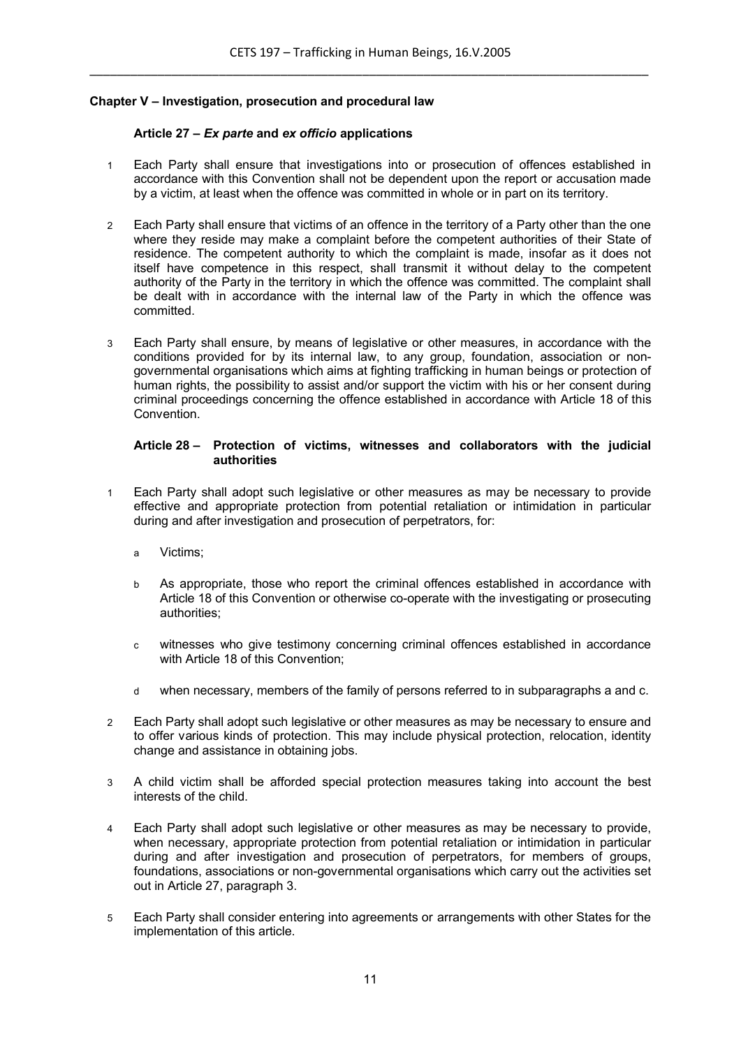## Chapter V – Investigation, prosecution and procedural law

### Article 27 – *Ex parte* and *ex officio* applications

1 Each Party shall ensure that investigations into or prosecution of offences established in accordance with this Convention shall not be dependent upon the report or accusation made by a victim, at least when the offence was committed in whole or in part on its territory.

2 Each Party shall ensure that victims of an offence in the territory of a Party other than the one where they reside may make a complaint before the competent authorities of their State of residence. The competent authority to which the complaint is made, insofar as it does not itself have competence in this respect, shall transmit it without delay to the competent authority of the Party in the territory in which the offence was committed. The complaint shall be dealt with in accordance with the internal law of the Party in which the offence was committed.

3 Each Party shall ensure, by means of legislative or other measures, in accordance with the conditions provided for by its internal law, to any group, foundation, association or non-governmental organisations which aims at fighting trafficking in human beings or protection of human rights, the possibility to assist and/or support the victim with his or her consent during criminal proceedings concerning the offence established in accordance with Article 18 of this Convention.

### Article 28 – Protection of victims, witnesses and collaborators with the judicial authorities

1 Each Party shall adopt such legislative or other measures as may be necessary to provide effective and appropriate protection from potential retaliation or intimidation in particular during and after investigation and prosecution of perpetrators, for:

a Victims;

b As appropriate, those who report the criminal offences established in accordance with Article 18 of this Convention or otherwise co-operate with the investigating or prosecuting authorities;

c witnesses who give testimony concerning criminal offences established in accordance with Article 18 of this Convention;

d when necessary, members of the family of persons referred to in subparagraphs a and c.

2 Each Party shall adopt such legislative or other measures as may be necessary to ensure and to offer various kinds of protection. This may include physical protection, relocation, identity change and assistance in obtaining jobs.

3 A child victim shall be afforded special protection measures taking into account the best interests of the child.

4 Each Party shall adopt such legislative or other measures as may be necessary to provide, when necessary, appropriate protection from potential retaliation or intimidation in particular during and after investigation and prosecution of perpetrators, for members of groups, foundations, associations or non-governmental organisations which carry out the activities set out in Article 27, paragraph 3.

5 Each Party shall consider entering into agreements or arrangements with other States for the implementation of this article.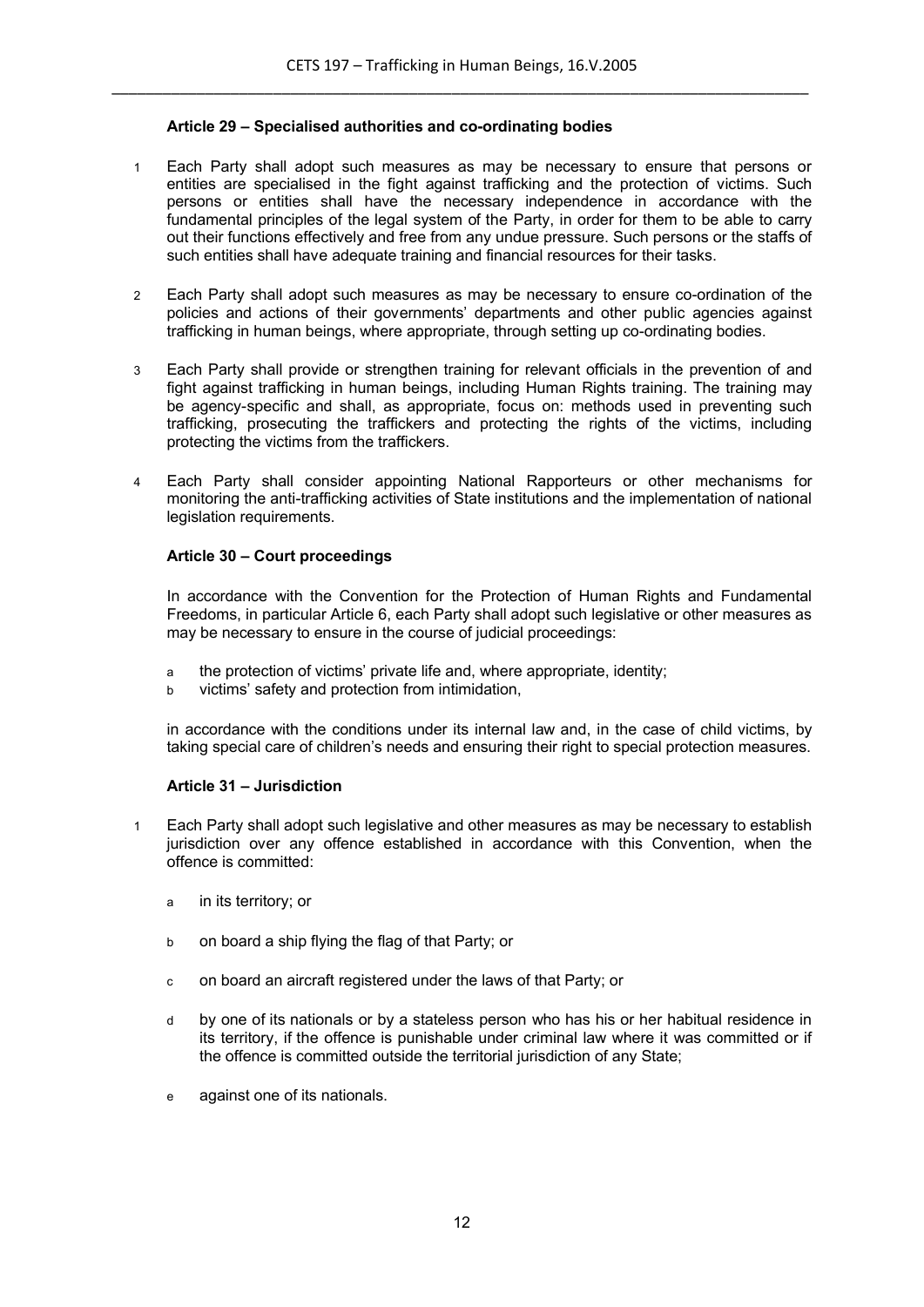#### Article 29 – Specialised authorities and co-ordinating bodies

1 Each Party shall adopt such measures as may be necessary to ensure that persons or entities are specialised in the fight against trafficking and the protection of victims. Such persons or entities shall have the necessary independence in accordance with the fundamental principles of the legal system of the Party, in order for them to be able to carry out their functions effectively and free from any undue pressure. Such persons or the staffs of such entities shall have adequate training and financial resources for their tasks.

2 Each Party shall adopt such measures as may be necessary to ensure co-ordination of the policies and actions of their governments' departments and other public agencies against trafficking in human beings, where appropriate, through setting up co-ordinating bodies.

3 Each Party shall provide or strengthen training for relevant officials in the prevention of and fight against trafficking in human beings, including Human Rights training. The training may be agency-specific and shall, as appropriate, focus on: methods used in preventing such trafficking, prosecuting the traffickers and protecting the rights of the victims, including protecting the victims from the traffickers.

4 Each Party shall consider appointing National Rapporteurs or other mechanisms for monitoring the anti-trafficking activities of State institutions and the implementation of national legislation requirements.

#### Article 30 – Court proceedings

In accordance with the Convention for the Protection of Human Rights and Fundamental Freedoms, in particular Article 6, each Party shall adopt such legislative or other measures as may be necessary to ensure in the course of judicial proceedings:

a the protection of victims' private life and, where appropriate, identity;

b victims' safety and protection from intimidation,

in accordance with the conditions under its internal law and, in the case of child victims, by taking special care of children's needs and ensuring their right to special protection measures.

#### Article 31 – Jurisdiction

1 Each Party shall adopt such legislative and other measures as may be necessary to establish jurisdiction over any offence established in accordance with this Convention, when the offence is committed:

a in its territory; or

b on board a ship flying the flag of that Party; or

c on board an aircraft registered under the laws of that Party; or

d by one of its nationals or by a stateless person who has his or her habitual residence in its territory, if the offence is punishable under criminal law where it was committed or if the offence is committed outside the territorial jurisdiction of any State;

e against one of its nationals.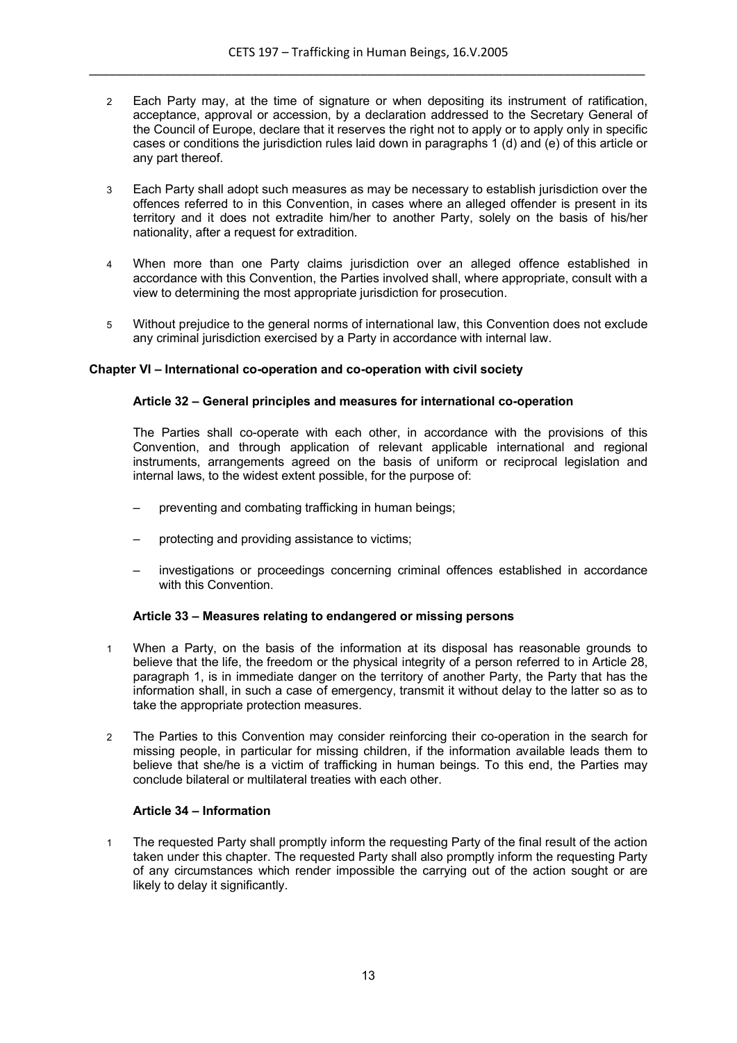2 Each Party may, at the time of signature or when depositing its instrument of ratification, acceptance, approval or accession, by a declaration addressed to the Secretary General of the Council of Europe, declare that it reserves the right not to apply or to apply only in specific cases or conditions the jurisdiction rules laid down in paragraphs 1 (d) and (e) of this article or any part thereof.

3 Each Party shall adopt such measures as may be necessary to establish jurisdiction over the offences referred to in this Convention, in cases where an alleged offender is present in its territory and it does not extradite him/her to another Party, solely on the basis of his/her nationality, after a request for extradition.

4 When more than one Party claims jurisdiction over an alleged offence established in accordance with this Convention, the Parties involved shall, where appropriate, consult with a view to determining the most appropriate jurisdiction for prosecution.

5 Without prejudice to the general norms of international law, this Convention does not exclude any criminal jurisdiction exercised by a Party in accordance with internal law.

## Chapter VI – International co-operation and co-operation with civil society

### Article 32 – General principles and measures for international co-operation

The Parties shall co-operate with each other, in accordance with the provisions of this Convention, and through application of relevant applicable international and regional instruments, arrangements agreed on the basis of uniform or reciprocal legislation and internal laws, to the widest extent possible, for the purpose of:

– preventing and combating trafficking in human beings;

– protecting and providing assistance to victims;

– investigations or proceedings concerning criminal offences established in accordance with this Convention.

### Article 33 – Measures relating to endangered or missing persons

1 When a Party, on the basis of the information at its disposal has reasonable grounds to believe that the life, the freedom or the physical integrity of a person referred to in Article 28, paragraph 1, is in immediate danger on the territory of another Party, the Party that has the information shall, in such a case of emergency, transmit it without delay to the latter so as to take the appropriate protection measures.

2 The Parties to this Convention may consider reinforcing their co-operation in the search for missing people, in particular for missing children, if the information available leads them to believe that she/he is a victim of trafficking in human beings. To this end, the Parties may conclude bilateral or multilateral treaties with each other.

### Article 34 – Information

1 The requested Party shall promptly inform the requesting Party of the final result of the action taken under this chapter. The requested Party shall also promptly inform the requesting Party of any circumstances which render impossible the carrying out of the action sought or are likely to delay it significantly.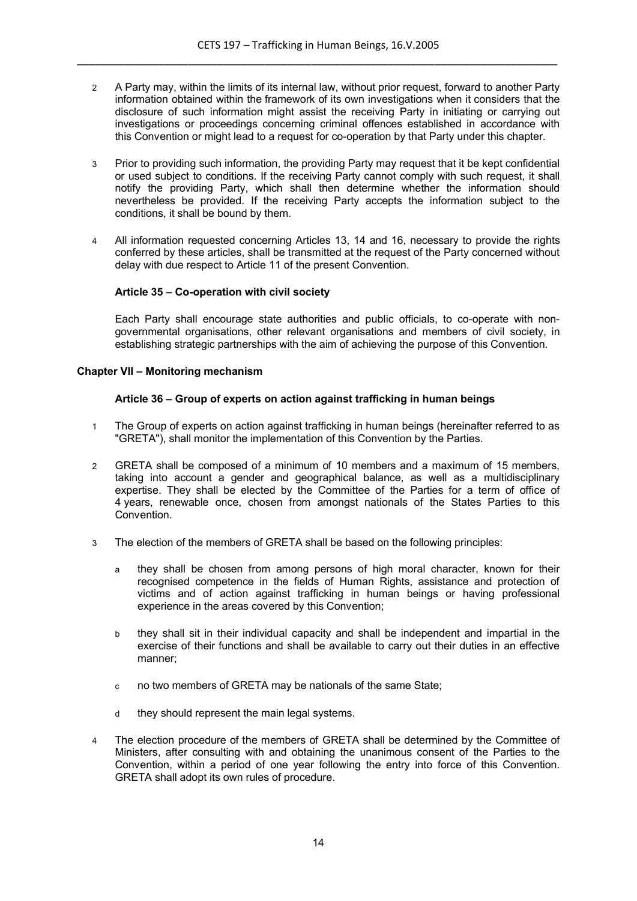2 A Party may, within the limits of its internal law, without prior request, forward to another Party information obtained within the framework of its own investigations when it considers that the disclosure of such information might assist the receiving Party in initiating or carrying out investigations or proceedings concerning criminal offences established in accordance with this Convention or might lead to a request for co-operation by that Party under this chapter.

3 Prior to providing such information, the providing Party may request that it be kept confidential or used subject to conditions. If the receiving Party cannot comply with such request, it shall notify the providing Party, which shall then determine whether the information should nevertheless be provided. If the receiving Party accepts the information subject to the conditions, it shall be bound by them.

4 All information requested concerning Articles 13, 14 and 16, necessary to provide the rights conferred by these articles, shall be transmitted at the request of the Party concerned without delay with due respect to Article 11 of the present Convention.

### Article 35 – Co-operation with civil society

Each Party shall encourage state authorities and public officials, to co-operate with non-governmental organisations, other relevant organisations and members of civil society, in establishing strategic partnerships with the aim of achieving the purpose of this Convention.

## Chapter VII – Monitoring mechanism

### Article 36 – Group of experts on action against trafficking in human beings

1 The Group of experts on action against trafficking in human beings (hereinafter referred to as "GRETA"), shall monitor the implementation of this Convention by the Parties.

2 GRETA shall be composed of a minimum of 10 members and a maximum of 15 members, taking into account a gender and geographical balance, as well as a multidisciplinary expertise. They shall be elected by the Committee of the Parties for a term of office of 4 years, renewable once, chosen from amongst nationals of the States Parties to this Convention.

3 The election of the members of GRETA shall be based on the following principles:

a they shall be chosen from among persons of high moral character, known for their recognised competence in the fields of Human Rights, assistance and protection of victims and of action against trafficking in human beings or having professional experience in the areas covered by this Convention;

b they shall sit in their individual capacity and shall be independent and impartial in the exercise of their functions and shall be available to carry out their duties in an effective manner;

c no two members of GRETA may be nationals of the same State;

d they should represent the main legal systems.

4 The election procedure of the members of GRETA shall be determined by the Committee of Ministers, after consulting with and obtaining the unanimous consent of the Parties to the Convention, within a period of one year following the entry into force of this Convention. GRETA shall adopt its own rules of procedure.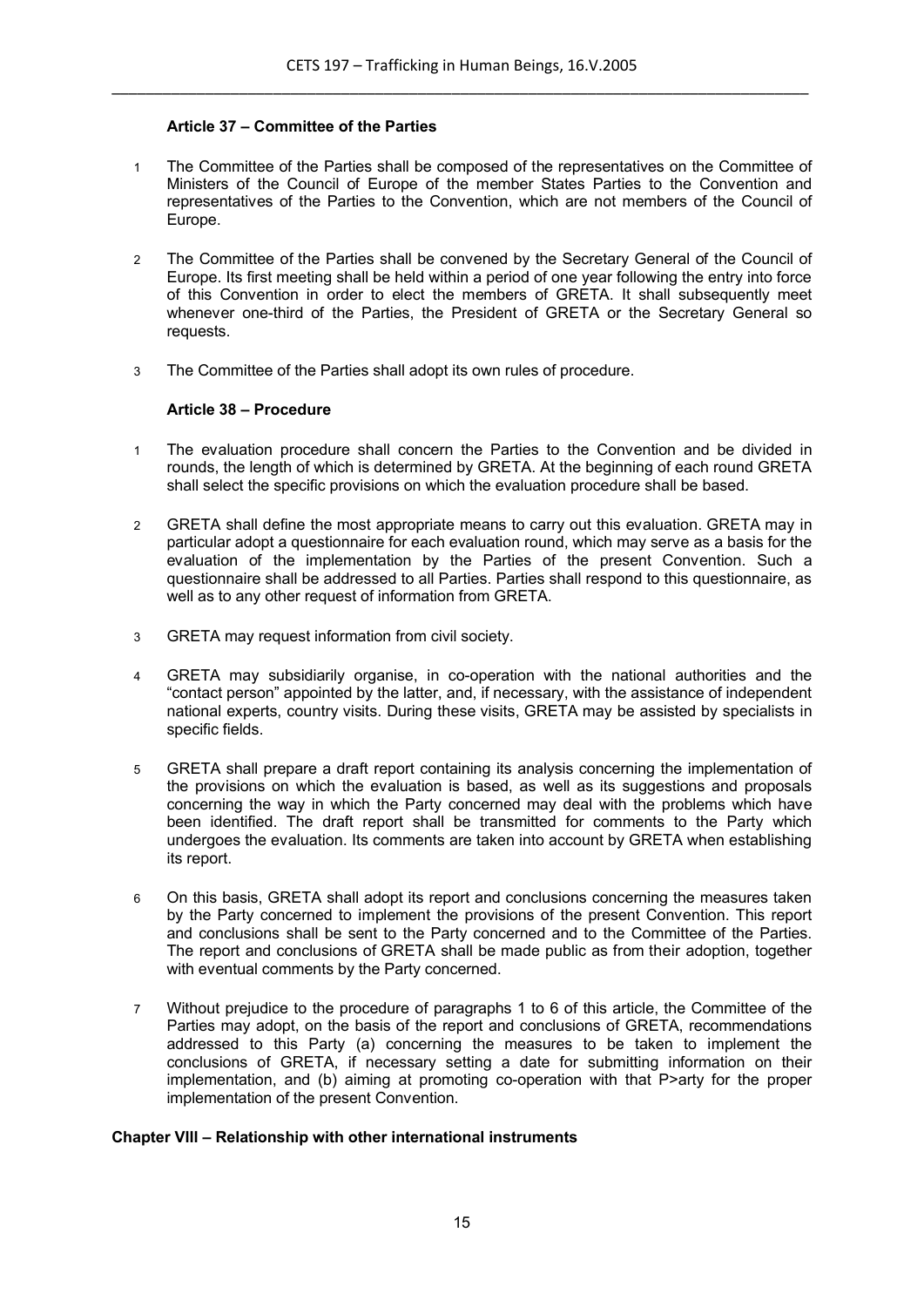### Article 37 – Committee of the Parties

1. The Committee of the Parties shall be composed of the representatives on the Committee of Ministers of the Council of Europe of the member States Parties to the Convention and representatives of the Parties to the Convention, which are not members of the Council of Europe.

2. The Committee of the Parties shall be convened by the Secretary General of the Council of Europe. Its first meeting shall be held within a period of one year following the entry into force of this Convention in order to elect the members of GRETA. It shall subsequently meet whenever one-third of the Parties, the President of GRETA or the Secretary General so requests.

3. The Committee of the Parties shall adopt its own rules of procedure.

### Article 38 – Procedure

1. The evaluation procedure shall concern the Parties to the Convention and be divided in rounds, the length of which is determined by GRETA. At the beginning of each round GRETA shall select the specific provisions on which the evaluation procedure shall be based.

2. GRETA shall define the most appropriate means to carry out this evaluation. GRETA may in particular adopt a questionnaire for each evaluation round, which may serve as a basis for the evaluation of the implementation by the Parties of the present Convention. Such a questionnaire shall be addressed to all Parties. Parties shall respond to this questionnaire, as well as to any other request of information from GRETA.

3. GRETA may request information from civil society.

4. GRETA may subsidiarily organise, in co-operation with the national authorities and the "contact person" appointed by the latter, and, if necessary, with the assistance of independent national experts, country visits. During these visits, GRETA may be assisted by specialists in specific fields.

5. GRETA shall prepare a draft report containing its analysis concerning the implementation of the provisions on which the evaluation is based, as well as its suggestions and proposals concerning the way in which the Party concerned may deal with the problems which have been identified. The draft report shall be transmitted for comments to the Party which undergoes the evaluation. Its comments are taken into account by GRETA when establishing its report.

6. On this basis, GRETA shall adopt its report and conclusions concerning the measures taken by the Party concerned to implement the provisions of the present Convention. This report and conclusions shall be sent to the Party concerned and to the Committee of the Parties. The report and conclusions of GRETA shall be made public as from their adoption, together with eventual comments by the Party concerned.

7. Without prejudice to the procedure of paragraphs 1 to 6 of this article, the Committee of the Parties may adopt, on the basis of the report and conclusions of GRETA, recommendations addressed to this Party (a) concerning the measures to be taken to implement the conclusions of GRETA, if necessary setting a date for submitting information on their implementation, and (b) aiming at promoting co-operation with that P>arty for the proper implementation of the present Convention.

## Chapter VIII – Relationship with other international instruments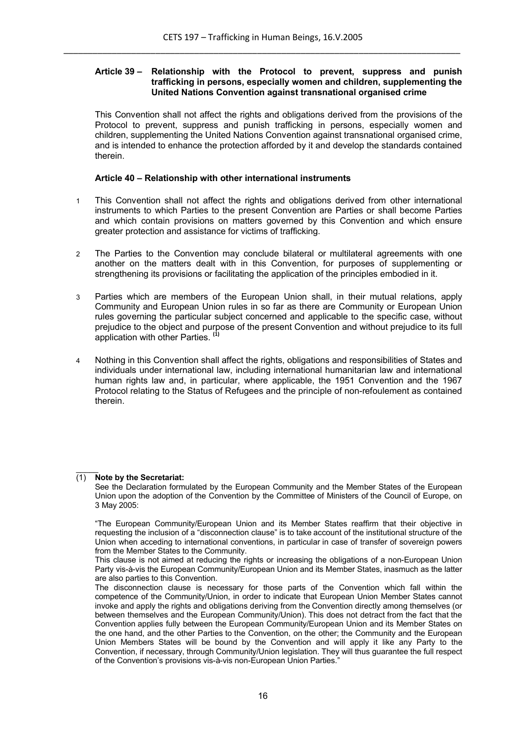### Article 39 – Relationship with the Protocol to prevent, suppress and punish trafficking in persons, especially women and children, supplementing the United Nations Convention against transnational organised crime

This Convention shall not affect the rights and obligations derived from the provisions of the Protocol to prevent, suppress and punish trafficking in persons, especially women and children, supplementing the United Nations Convention against transnational organised crime, and is intended to enhance the protection afforded by it and develop the standards contained therein.

### Article 40 – Relationship with other international instruments

1 This Convention shall not affect the rights and obligations derived from other international instruments to which Parties to the present Convention are Parties or shall become Parties and which contain provisions on matters governed by this Convention and which ensure greater protection and assistance for victims of trafficking.

2 The Parties to the Convention may conclude bilateral or multilateral agreements with one another on the matters dealt with in this Convention, for purposes of supplementing or strengthening its provisions or facilitating the application of the principles embodied in it.

3 Parties which are members of the European Union shall, in their mutual relations, apply Community and European Union rules in so far as there are Community or European Union rules governing the particular subject concerned and applicable to the specific case, without prejudice to the object and purpose of the present Convention and without prejudice to its full application with other Parties. [(1)]

4 Nothing in this Convention shall affect the rights, obligations and responsibilities of States and individuals under international law, including international humanitarian law and international human rights law and, in particular, where applicable, the 1951 Convention and the 1967 Protocol relating to the Status of Refugees and the principle of non-refoulement as contained therein.

---

(1) **Note by the Secretariat:**

See the Declaration formulated by the European Community and the Member States of the European Union upon the adoption of the Convention by the Committee of Ministers of the Council of Europe, on 3 May 2005:

"The European Community/European Union and its Member States reaffirm that their objective in requesting the inclusion of a "disconnection clause" is to take account of the institutional structure of the Union when acceding to international conventions, in particular in case of transfer of sovereign powers from the Member States to the Community.

This clause is not aimed at reducing the rights or increasing the obligations of a non-European Union Party vis-à-vis the European Community/European Union and its Member States, inasmuch as the latter are also parties to this Convention.

The disconnection clause is necessary for those parts of the Convention which fall within the competence of the Community/Union, in order to indicate that European Union Member States cannot invoke and apply the rights and obligations deriving from the Convention directly among themselves (or between themselves and the European Community/Union). This does not detract from the fact that the Convention applies fully between the European Community/European Union and its Member States on the one hand, and the other Parties to the Convention, on the other; the Community and the European Union Members States will be bound by the Convention and will apply it like any Party to the Convention, if necessary, through Community/Union legislation. They will thus guarantee the full respect of the Convention's provisions vis-à-vis non-European Union Parties."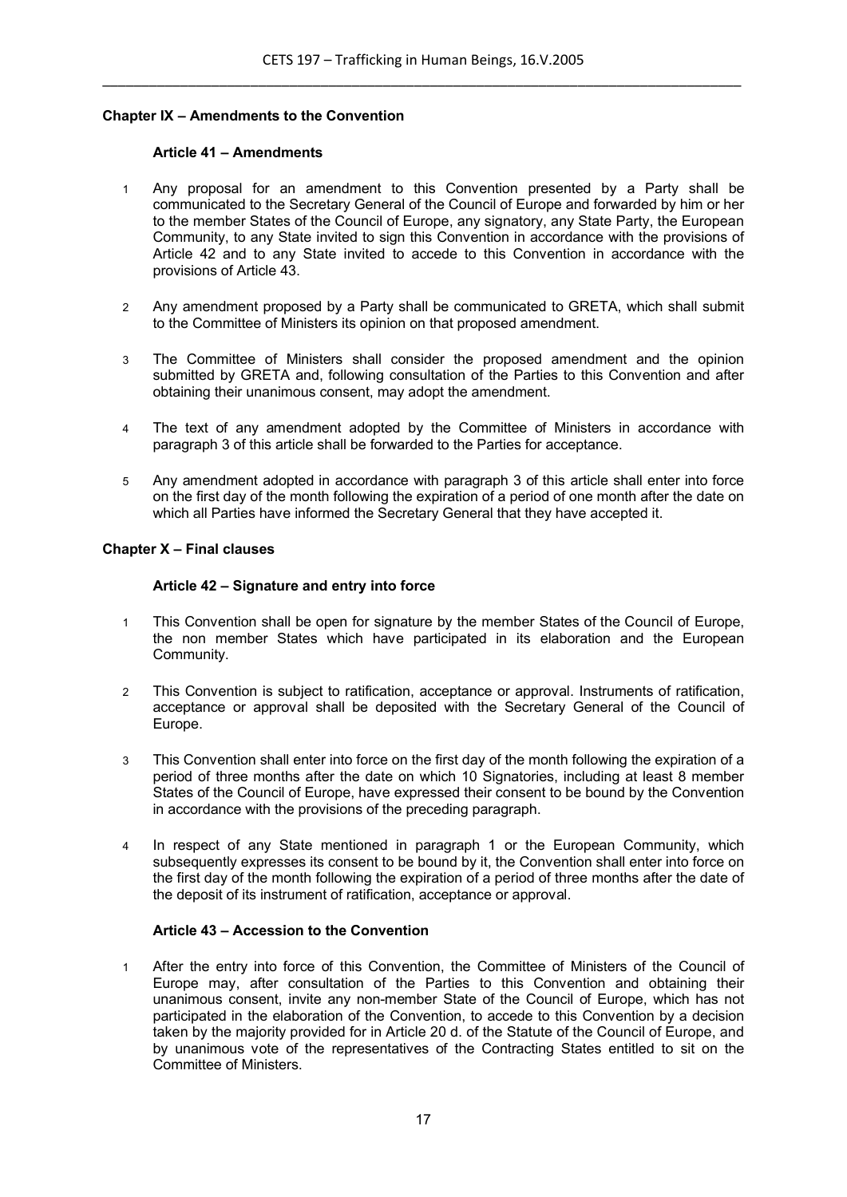## Chapter IX – Amendments to the Convention

### Article 41 – Amendments

1 Any proposal for an amendment to this Convention presented by a Party shall be communicated to the Secretary General of the Council of Europe and forwarded by him or her to the member States of the Council of Europe, any signatory, any State Party, the European Community, to any State invited to sign this Convention in accordance with the provisions of Article 42 and to any State invited to accede to this Convention in accordance with the provisions of Article 43.

2 Any amendment proposed by a Party shall be communicated to GRETA, which shall submit to the Committee of Ministers its opinion on that proposed amendment.

3 The Committee of Ministers shall consider the proposed amendment and the opinion submitted by GRETA and, following consultation of the Parties to this Convention and after obtaining their unanimous consent, may adopt the amendment.

4 The text of any amendment adopted by the Committee of Ministers in accordance with paragraph 3 of this article shall be forwarded to the Parties for acceptance.

5 Any amendment adopted in accordance with paragraph 3 of this article shall enter into force on the first day of the month following the expiration of a period of one month after the date on which all Parties have informed the Secretary General that they have accepted it.

## Chapter X – Final clauses

### Article 42 – Signature and entry into force

1 This Convention shall be open for signature by the member States of the Council of Europe, the non member States which have participated in its elaboration and the European Community.

2 This Convention is subject to ratification, acceptance or approval. Instruments of ratification, acceptance or approval shall be deposited with the Secretary General of the Council of Europe.

3 This Convention shall enter into force on the first day of the month following the expiration of a period of three months after the date on which 10 Signatories, including at least 8 member States of the Council of Europe, have expressed their consent to be bound by the Convention in accordance with the provisions of the preceding paragraph.

4 In respect of any State mentioned in paragraph 1 or the European Community, which subsequently expresses its consent to be bound by it, the Convention shall enter into force on the first day of the month following the expiration of a period of three months after the date of the deposit of its instrument of ratification, acceptance or approval.

### Article 43 – Accession to the Convention

1 After the entry into force of this Convention, the Committee of Ministers of the Council of Europe may, after consultation of the Parties to this Convention and obtaining their unanimous consent, invite any non-member State of the Council of Europe, which has not participated in the elaboration of the Convention, to accede to this Convention by a decision taken by the majority provided for in Article 20 d. of the Statute of the Council of Europe, and by unanimous vote of the representatives of the Contracting States entitled to sit on the Committee of Ministers.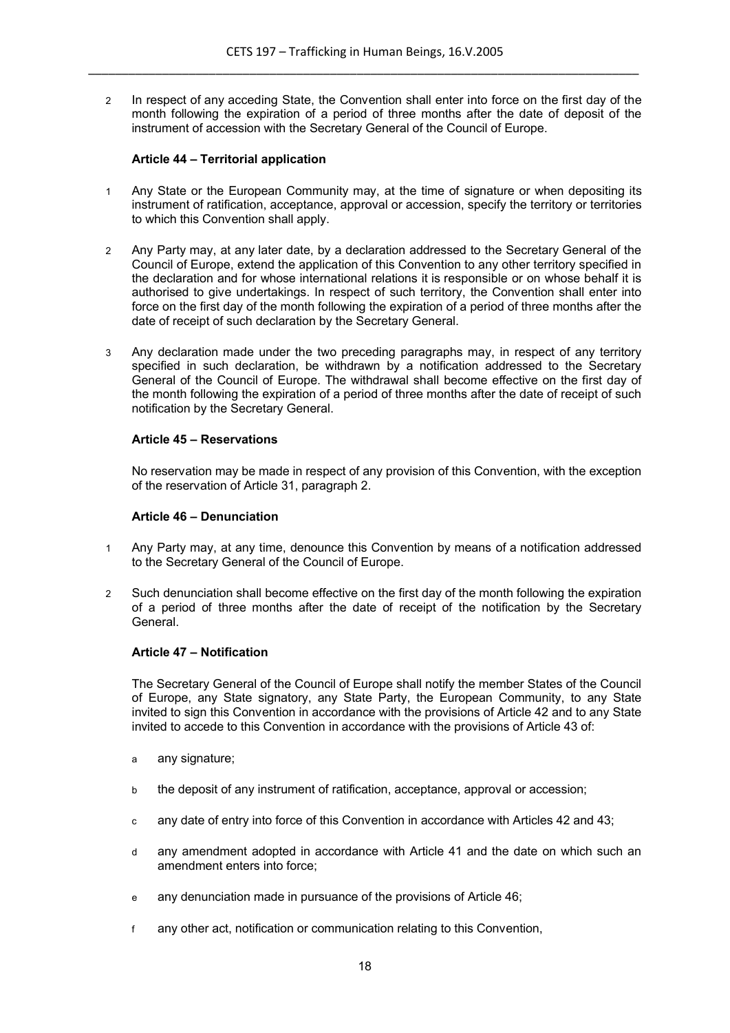2 In respect of any acceding State, the Convention shall enter into force on the first day of the month following the expiration of a period of three months after the date of deposit of the instrument of accession with the Secretary General of the Council of Europe.

### Article 44 – Territorial application

1 Any State or the European Community may, at the time of signature or when depositing its instrument of ratification, acceptance, approval or accession, specify the territory or territories to which this Convention shall apply.

2 Any Party may, at any later date, by a declaration addressed to the Secretary General of the Council of Europe, extend the application of this Convention to any other territory specified in the declaration and for whose international relations it is responsible or on whose behalf it is authorised to give undertakings. In respect of such territory, the Convention shall enter into force on the first day of the month following the expiration of a period of three months after the date of receipt of such declaration by the Secretary General.

3 Any declaration made under the two preceding paragraphs may, in respect of any territory specified in such declaration, be withdrawn by a notification addressed to the Secretary General of the Council of Europe. The withdrawal shall become effective on the first day of the month following the expiration of a period of three months after the date of receipt of such notification by the Secretary General.

### Article 45 – Reservations

No reservation may be made in respect of any provision of this Convention, with the exception of the reservation of Article 31, paragraph 2.

### Article 46 – Denunciation

1 Any Party may, at any time, denounce this Convention by means of a notification addressed to the Secretary General of the Council of Europe.

2 Such denunciation shall become effective on the first day of the month following the expiration of a period of three months after the date of receipt of the notification by the Secretary General.

### Article 47 – Notification

The Secretary General of the Council of Europe shall notify the member States of the Council of Europe, any State signatory, any State Party, the European Community, to any State invited to sign this Convention in accordance with the provisions of Article 42 and to any State invited to accede to this Convention in accordance with the provisions of Article 43 of:

a any signature;

b the deposit of any instrument of ratification, acceptance, approval or accession;

c any date of entry into force of this Convention in accordance with Articles 42 and 43;

d any amendment adopted in accordance with Article 41 and the date on which such an amendment enters into force;

e any denunciation made in pursuance of the provisions of Article 46;

f any other act, notification or communication relating to this Convention,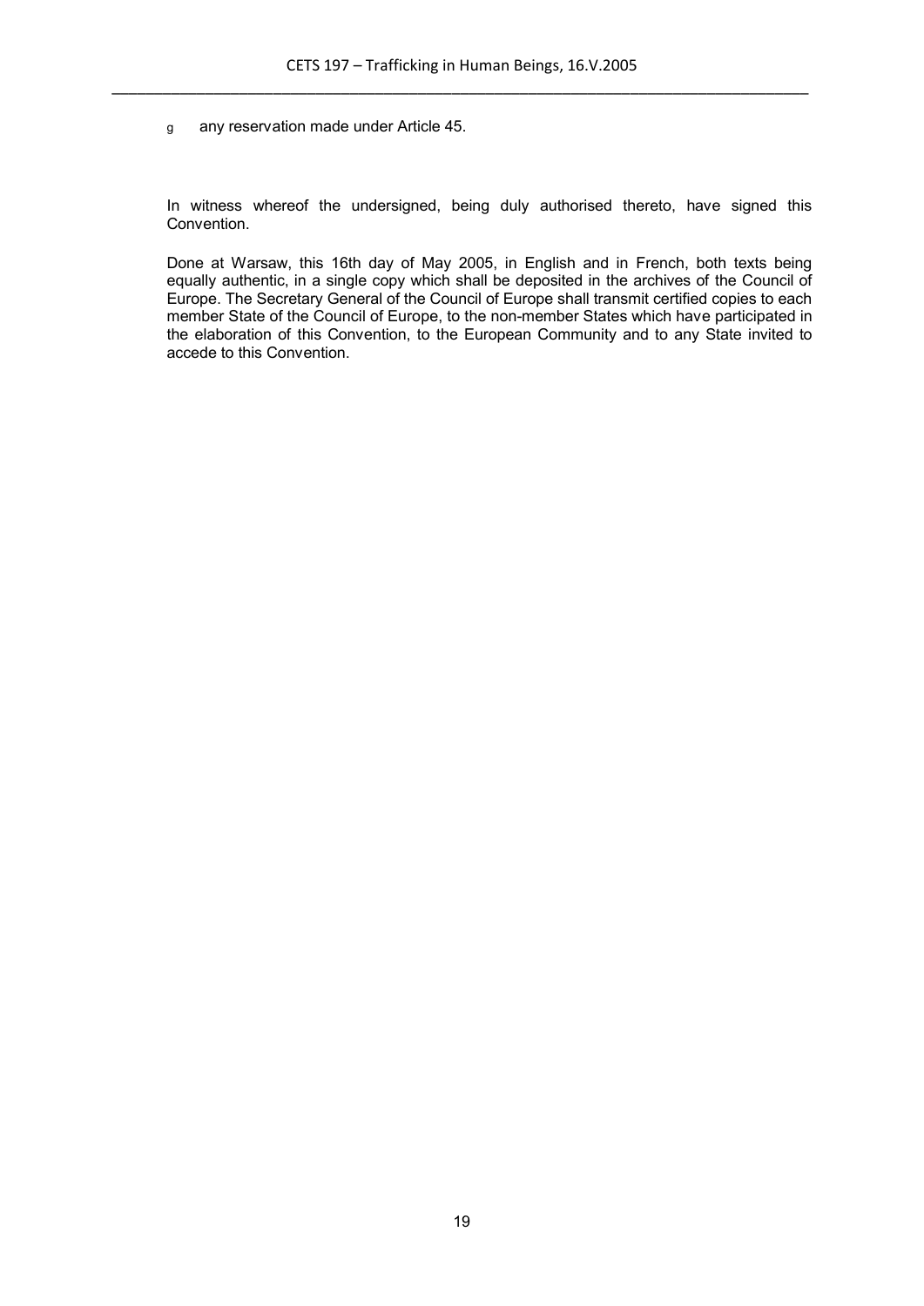g any reservation made under Article 45.

In witness whereof the undersigned, being duly authorised thereto, have signed this Convention.

Done at Warsaw, this 16th day of May 2005, in English and in French, both texts being equally authentic, in a single copy which shall be deposited in the archives of the Council of Europe. The Secretary General of the Council of Europe shall transmit certified copies to each member State of the Council of Europe, to the non-member States which have participated in the elaboration of this Convention, to the European Community and to any State invited to accede to this Convention.